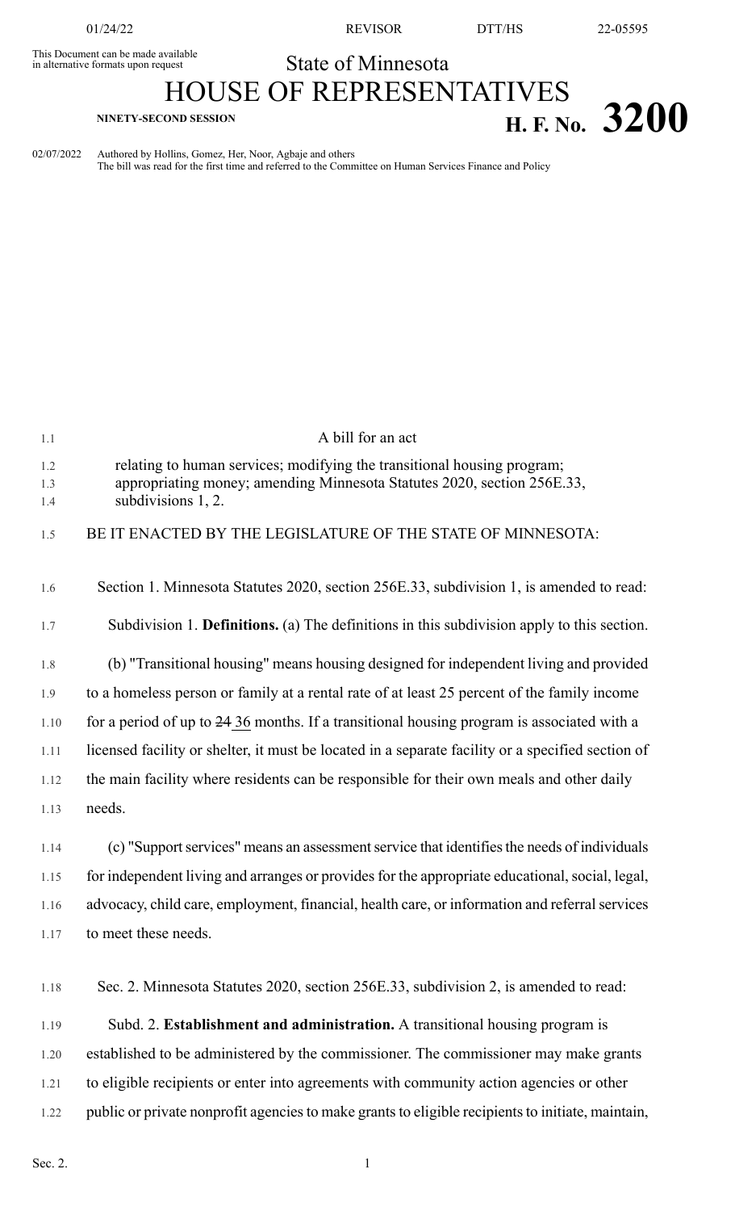This Document can be made available in alternative formats upon request

# State of Minnesota
# HOUSE OF REPRESENTATIVES

**NINETY-SECOND SESSION** **H. F. No. 3200**

02/07/2022 Authored by Hollins, Gomez, Her, Noor, Agbaje and others
The bill was read for the first time and referred to the Committee on Human Services Finance and Policy

A bill for an act

relating to human services; modifying the transitional housing program; appropriating money; amending Minnesota Statutes 2020, section 256E.33, subdivisions 1, 2.

BE IT ENACTED BY THE LEGISLATURE OF THE STATE OF MINNESOTA:

Section 1. Minnesota Statutes 2020, section 256E.33, subdivision 1, is amended to read:

Subdivision 1. **Definitions.** (a) The definitions in this subdivision apply to this section.

(b) "Transitional housing" means housing designed for independent living and provided to a homeless person or family at a rental rate of at least 25 percent of the family income for a period of up to ~~24~~ 36 months. If a transitional housing program is associated with a licensed facility or shelter, it must be located in a separate facility or a specified section of the main facility where residents can be responsible for their own meals and other daily needs.

(c) "Support services" means an assessment service that identifies the needs of individuals for independent living and arranges or provides for the appropriate educational, social, legal, advocacy, child care, employment, financial, health care, or information and referral services to meet these needs.

Sec. 2. Minnesota Statutes 2020, section 256E.33, subdivision 2, is amended to read:

Subd. 2. **Establishment and administration.** A transitional housing program is established to be administered by the commissioner. The commissioner may make grants to eligible recipients or enter into agreements with community action agencies or other public or private nonprofit agencies to make grants to eligible recipients to initiate, maintain,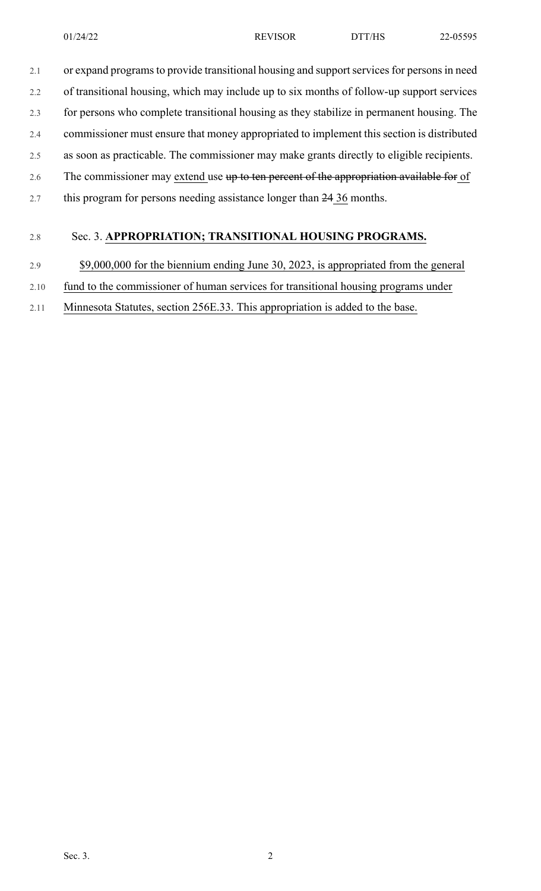or expand programs to provide transitional housing and support services for persons in need of transitional housing, which may include up to six months of follow-up support services for persons who complete transitional housing as they stabilize in permanent housing. The commissioner must ensure that money appropriated to implement this section is distributed as soon as practicable. The commissioner may make grants directly to eligible recipients. The commissioner may extend use ~~up to ten percent of the appropriation available for~~ of this program for persons needing assistance longer than ~~24~~ 36 months.

Sec. 3. **APPROPRIATION; TRANSITIONAL HOUSING PROGRAMS.**

$9,000,000 for the biennium ending June 30, 2023, is appropriated from the general fund to the commissioner of human services for transitional housing programs under Minnesota Statutes, section 256E.33. This appropriation is added to the base.